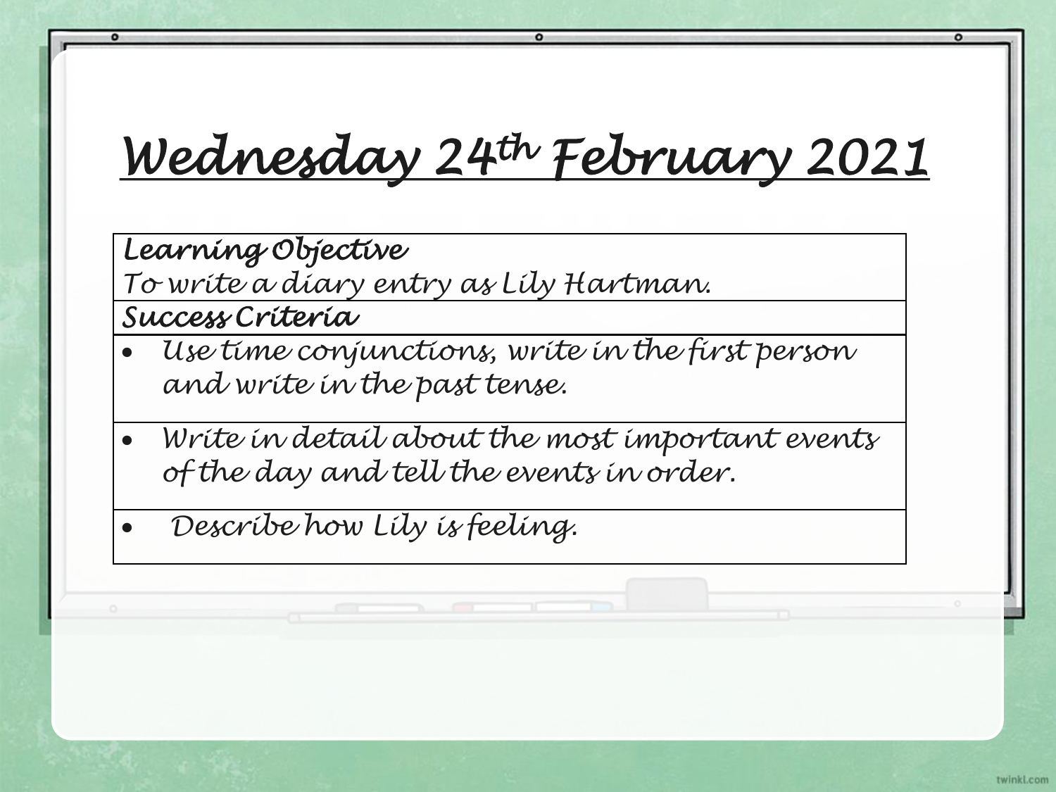# Wednesday 24th February 2021

| Learning Objective<br>To write a diary entry as Lily Hartman. |
| --- |
| **Success Criteria** |
| • Use time conjunctions, write in the first person and write in the past tense. |
| • Write in detail about the most important events of the day and tell the events in order. |
| • Describe how Lily is feeling. |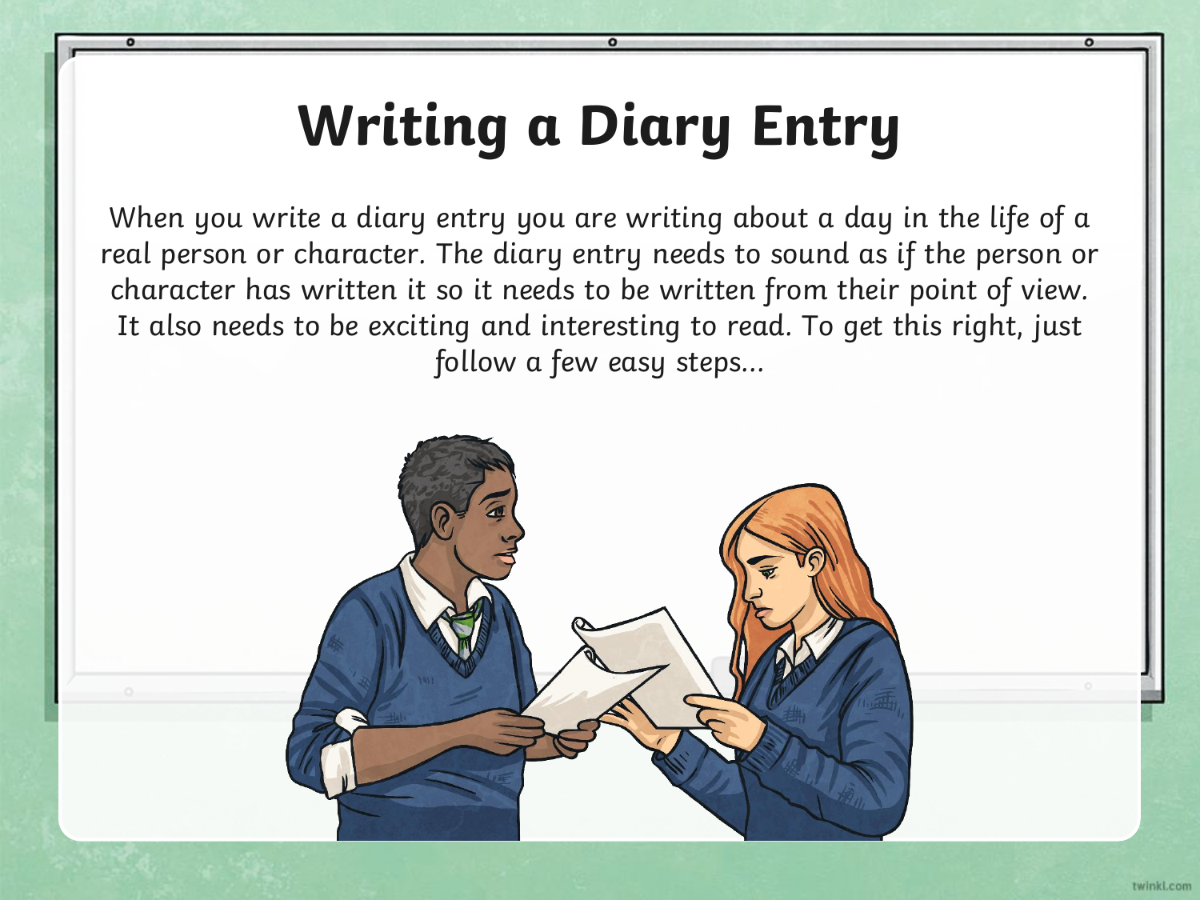# Writing a Diary Entry

When you write a diary entry you are writing about a day in the life of a real person or character. The diary entry needs to sound as if the person or character has written it so it needs to be written from their point of view. It also needs to be exciting and interesting to read. To get this right, just follow a few easy steps...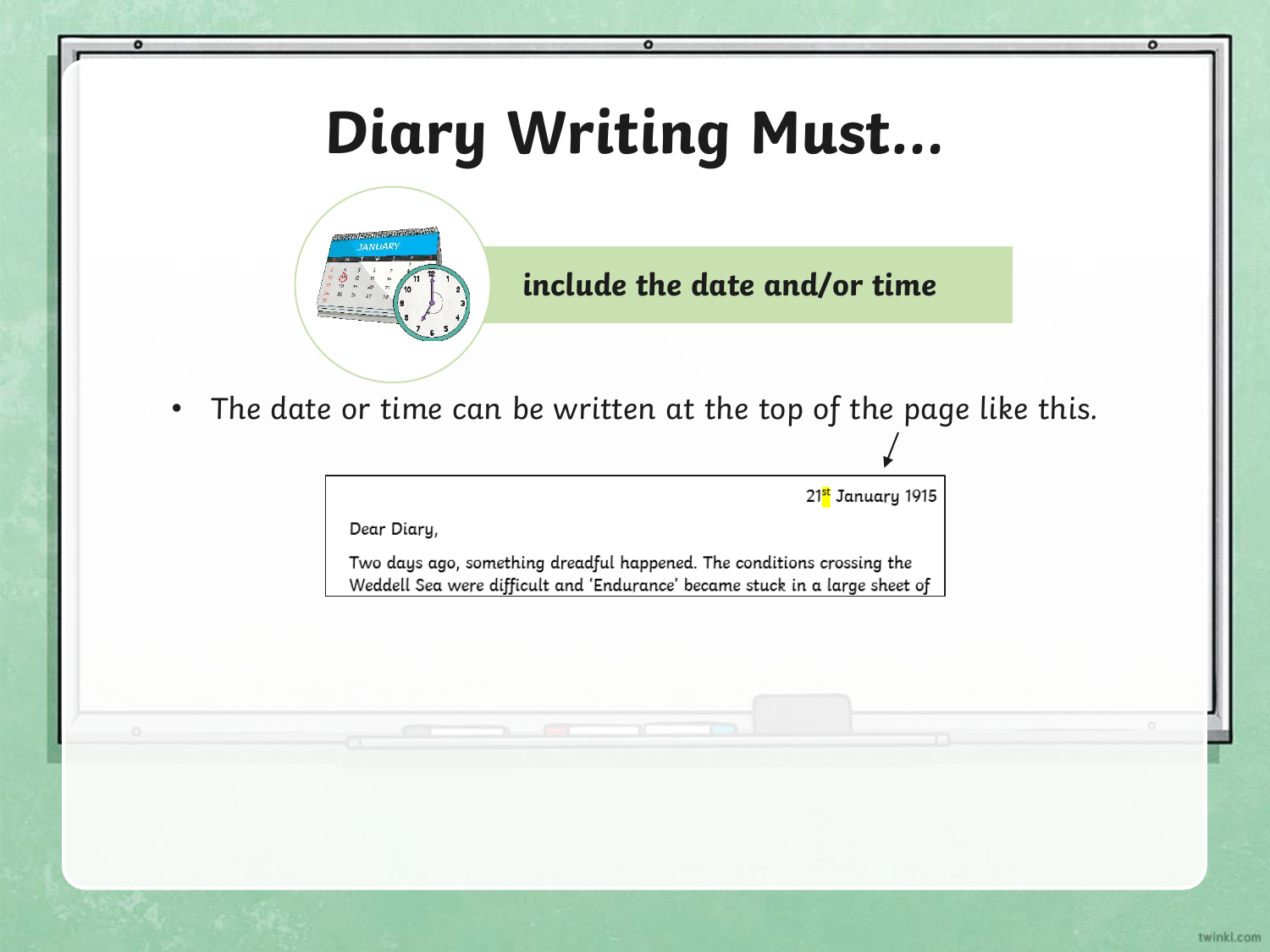# Diary Writing Must...

**include the date and/or time**

- The date or time can be written at the top of the page like this.

21st January 1915

Dear Diary,

Two days ago, something dreadful happened. The conditions crossing the Weddell Sea were difficult and 'Endurance' became stuck in a large sheet of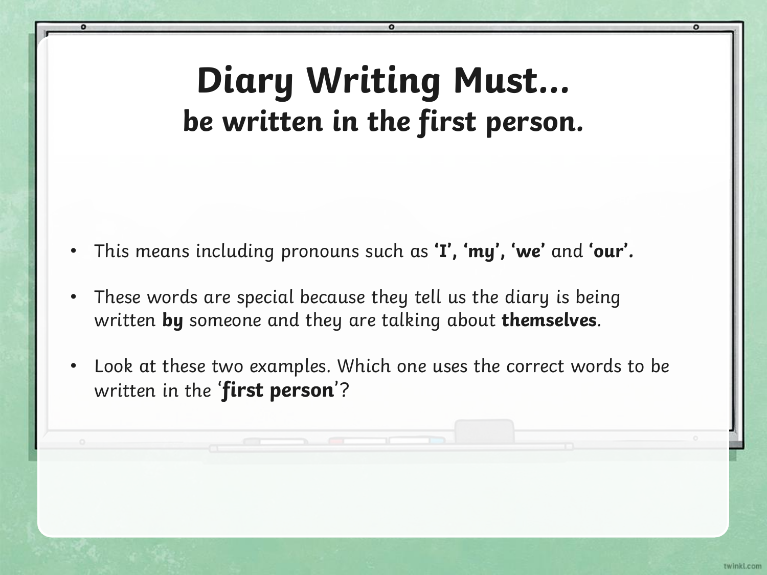# Diary Writing Must…

## be written in the first person.

- This means including pronouns such as **‘I’, ‘my’, ‘we’** and **‘our’.**
- These words are special because they tell us the diary is being written **by** someone and they are talking about **themselves**.
- Look at these two examples. Which one uses the correct words to be written in the ‘**first person**’?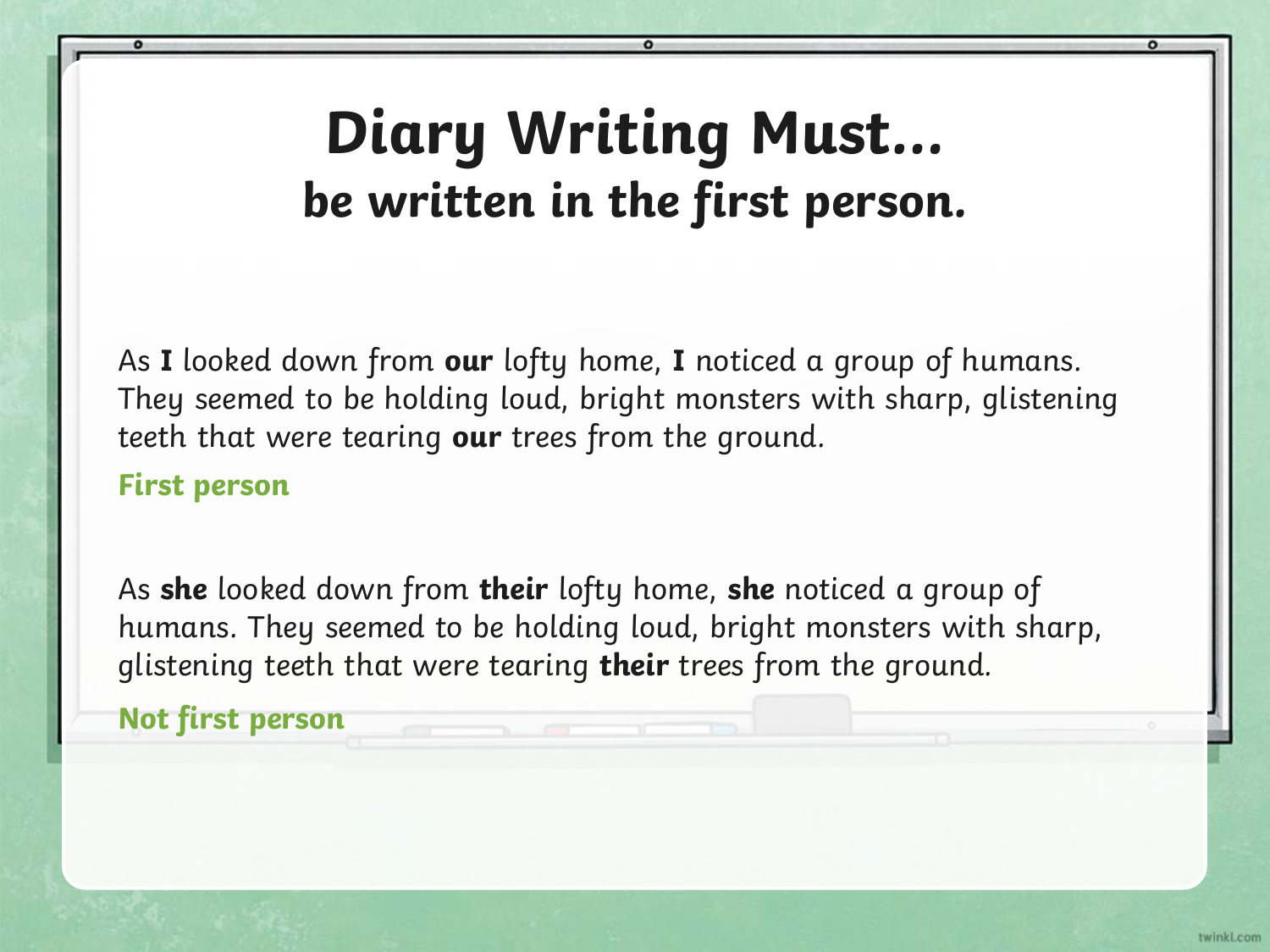# Diary Writing Must...

## be written in the first person.

As **I** looked down from **our** lofty home, **I** noticed a group of humans. They seemed to be holding loud, bright monsters with sharp, glistening teeth that were tearing **our** trees from the ground.

**First person**

As **she** looked down from **their** lofty home, **she** noticed a group of humans. They seemed to be holding loud, bright monsters with sharp, glistening teeth that were tearing **their** trees from the ground.

**Not first person**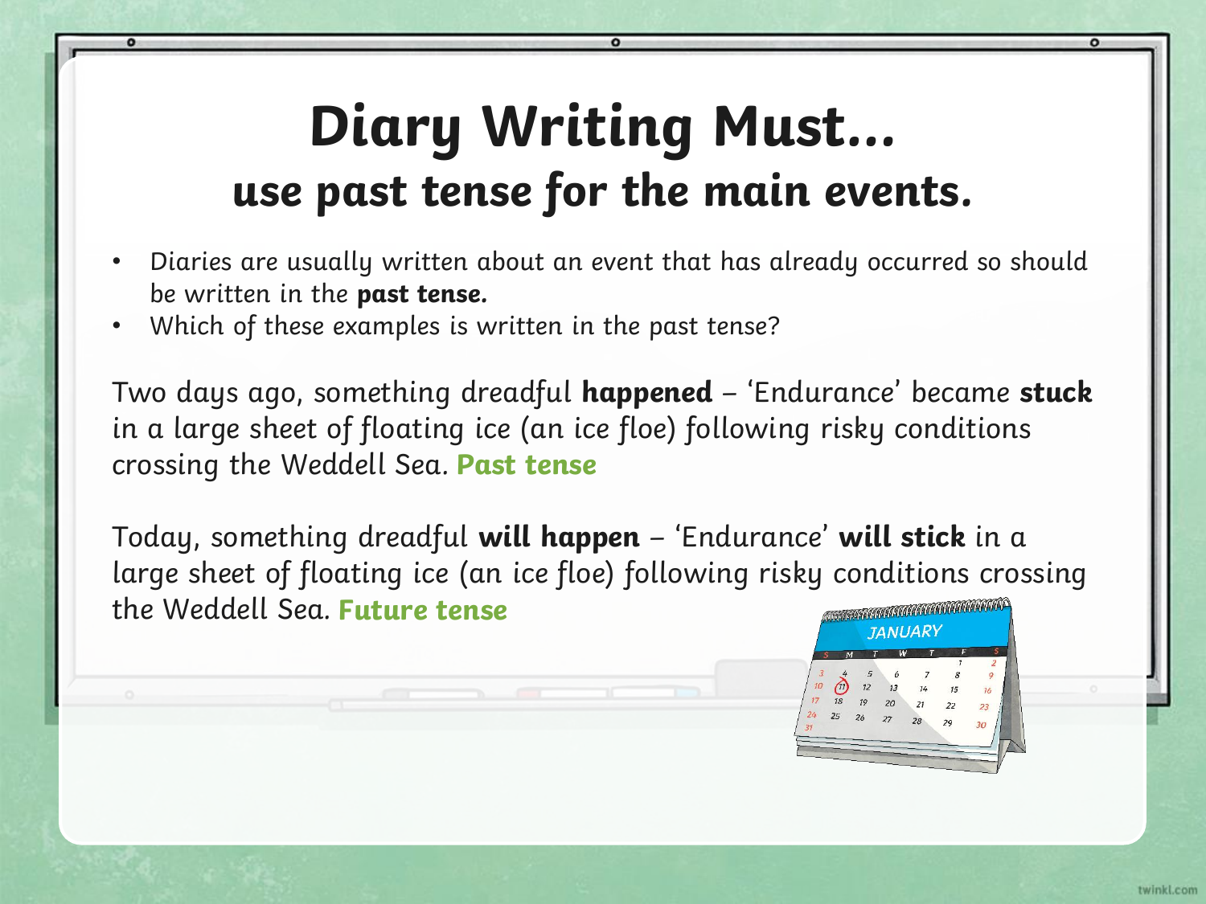# Diary Writing Must...

## use past tense for the main events.

- Diaries are usually written about an event that has already occurred so should be written in the **past tense.**
- Which of these examples is written in the past tense?

Two days ago, something dreadful **happened** – 'Endurance' became **stuck** in a large sheet of floating ice (an ice floe) following risky conditions crossing the Weddell Sea. **Past tense**

Today, something dreadful **will happen** – 'Endurance' **will stick** in a large sheet of floating ice (an ice floe) following risky conditions crossing the Weddell Sea. **Future tense**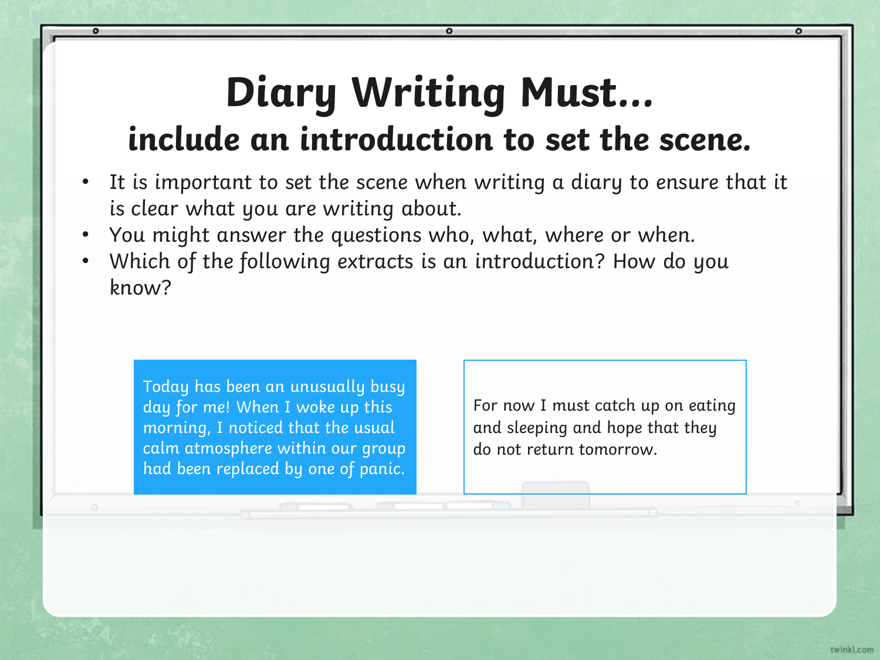# Diary Writing Must...

## include an introduction to set the scene.

- It is important to set the scene when writing a diary to ensure that it is clear what you are writing about.
- You might answer the questions who, what, where or when.
- Which of the following extracts is an introduction? How do you know?

Today has been an unusually busy day for me! When I woke up this morning, I noticed that the usual calm atmosphere within our group had been replaced by one of panic.

For now I must catch up on eating and sleeping and hope that they do not return tomorrow.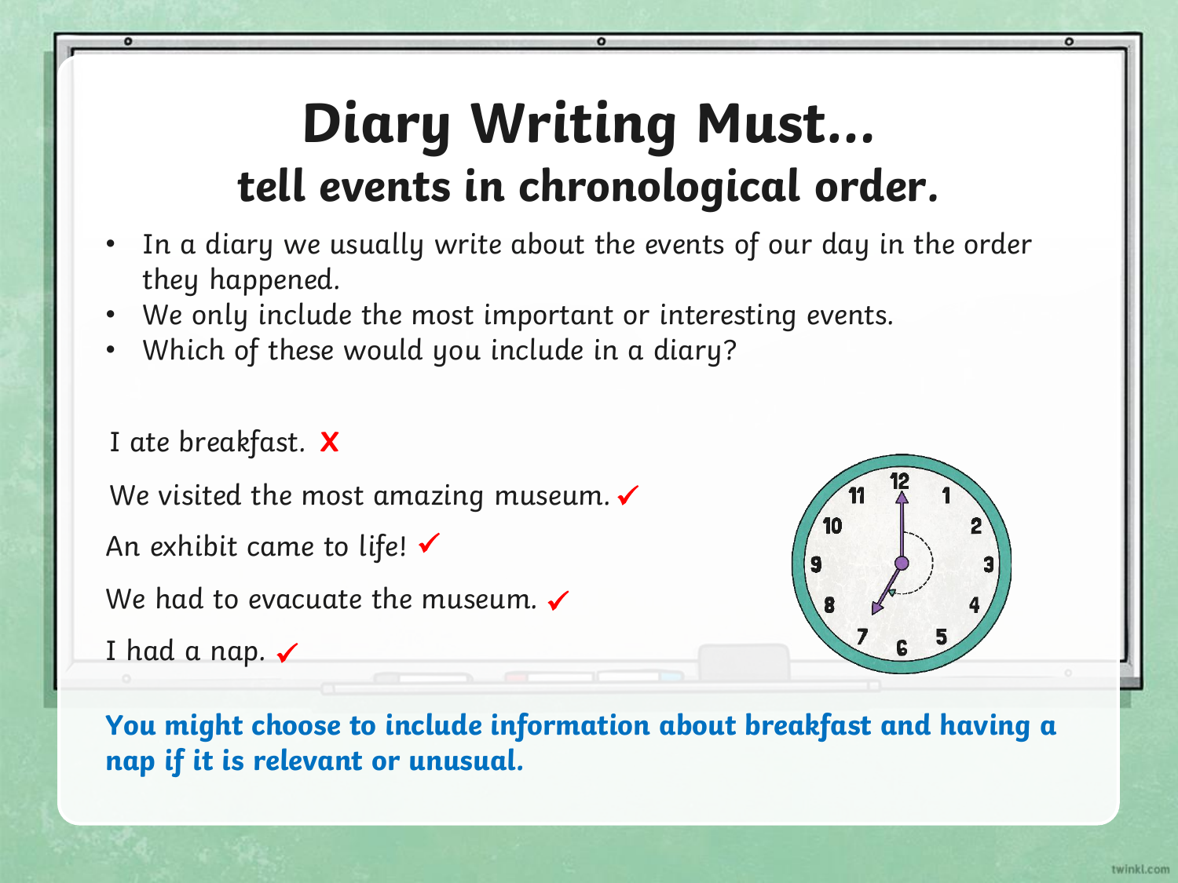# Diary Writing Must…

## tell events in chronological order.

- In a diary we usually write about the events of our day in the order they happened.
- We only include the most important or interesting events.
- Which of these would you include in a diary?

I ate breakfast. ✗

We visited the most amazing museum. ✓

An exhibit came to life! ✓

We had to evacuate the museum. ✓

I had a nap. ✓

**You might choose to include information about breakfast and having a nap if it is relevant or unusual.**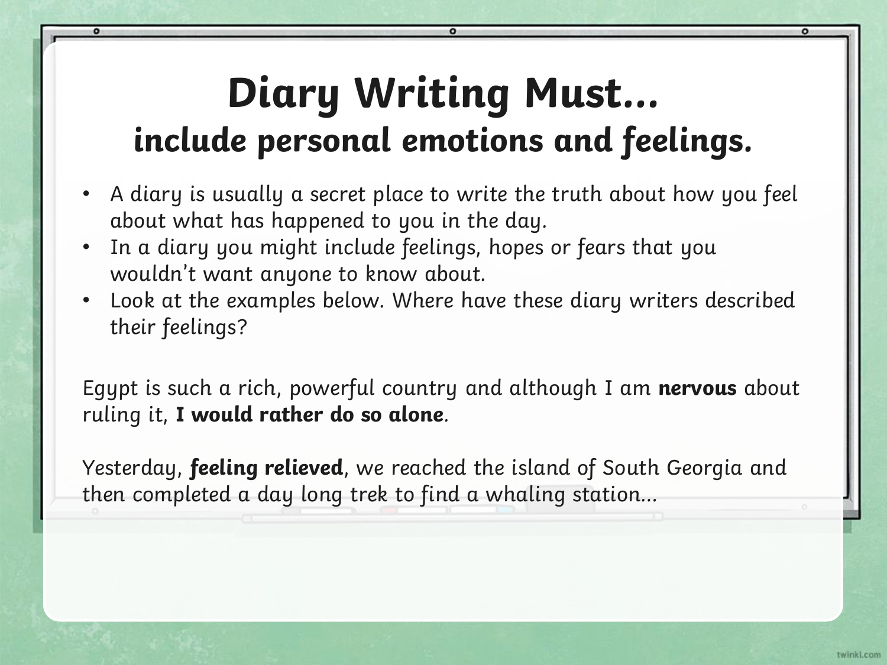# Diary Writing Must…

## include personal emotions and feelings.

- A diary is usually a secret place to write the truth about how you feel about what has happened to you in the day.
- In a diary you might include feelings, hopes or fears that you wouldn't want anyone to know about.
- Look at the examples below. Where have these diary writers described their feelings?

Egypt is such a rich, powerful country and although I am **nervous** about ruling it, **I would rather do so alone**.

Yesterday, **feeling relieved**, we reached the island of South Georgia and then completed a day long trek to find a whaling station…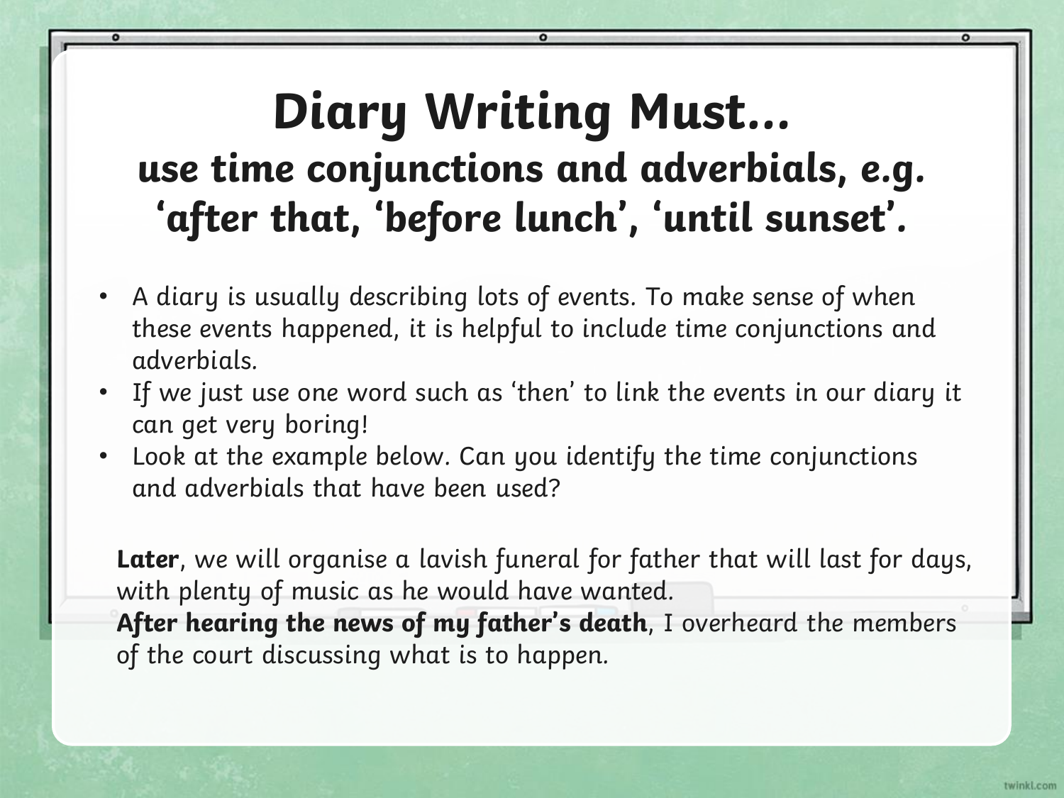# Diary Writing Must…

## use time conjunctions and adverbials, e.g. 'after that, 'before lunch', 'until sunset'.

- A diary is usually describing lots of events. To make sense of when these events happened, it is helpful to include time conjunctions and adverbials.
- If we just use one word such as 'then' to link the events in our diary it can get very boring!
- Look at the example below. Can you identify the time conjunctions and adverbials that have been used?

**Later**, we will organise a lavish funeral for father that will last for days, with plenty of music as he would have wanted.
**After hearing the news of my father's death**, I overheard the members of the court discussing what is to happen.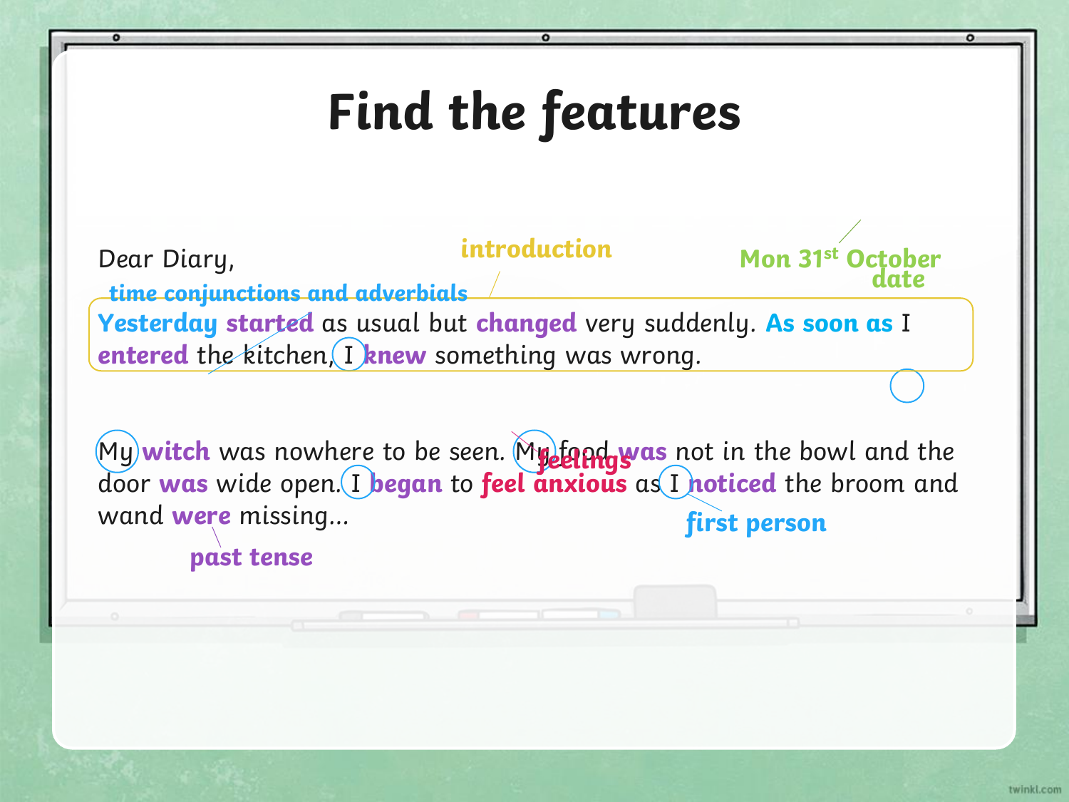# Find the features

Mon 31st October

date

introduction

Dear Diary,

time conjunctions and adverbials

**Yesterday** **started** as usual but **changed** very suddenly. **As soon as** I **entered** the kitchen, I **knew** something was wrong.

My **witch** was nowhere to be seen. My food **was** not in the bowl and the door **was** wide open. I **began** to **feel anxious** as I **noticed** the broom and wand **were** missing...

feelings

first person

past tense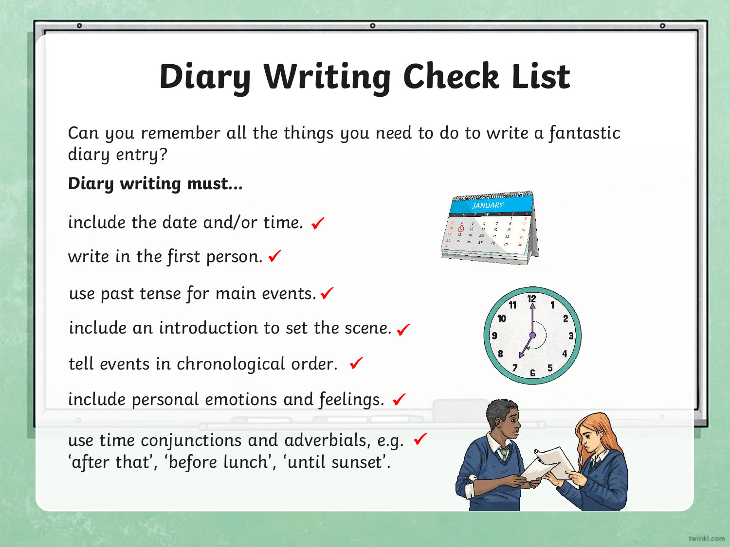# Diary Writing Check List

Can you remember all the things you need to do to write a fantastic diary entry?

**Diary writing must…**

- include the date and/or time. ✓
- write in the first person. ✓
- use past tense for main events. ✓
- include an introduction to set the scene. ✓
- tell events in chronological order. ✓
- include personal emotions and feelings. ✓
- use time conjunctions and adverbials, e.g. ‘after that’, ‘before lunch’, ‘until sunset’. ✓